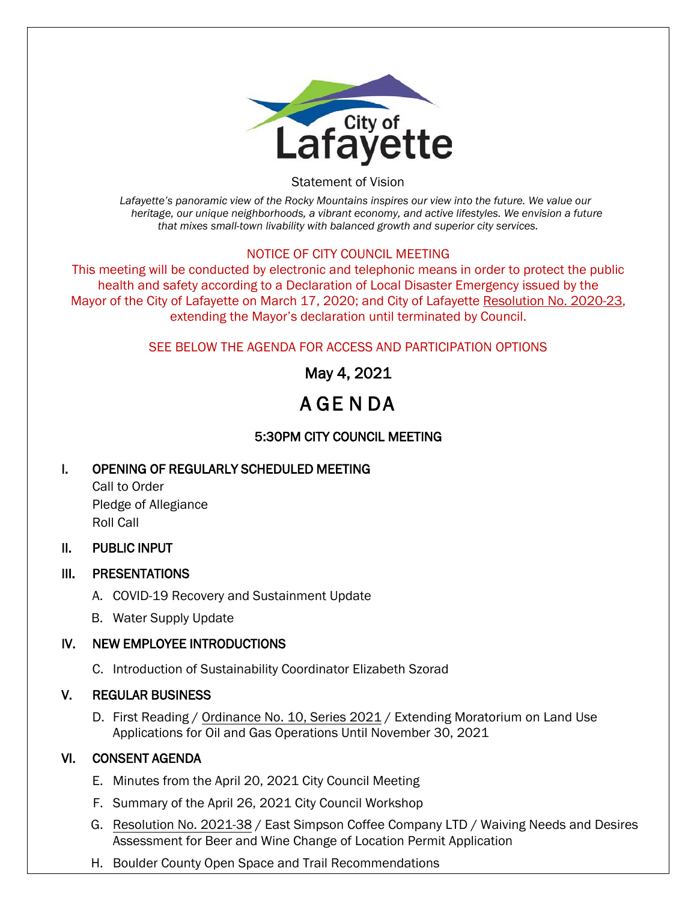City of Lafayette

Statement of Vision

*Lafayette's panoramic view of the Rocky Mountains inspires our view into the future. We value our heritage, our unique neighborhoods, a vibrant economy, and active lifestyles. We envision a future that mixes small-town livability with balanced growth and superior city services.*

NOTICE OF CITY COUNCIL MEETING

This meeting will be conducted by electronic and telephonic means in order to protect the public health and safety according to a Declaration of Local Disaster Emergency issued by the Mayor of the City of Lafayette on March 17, 2020; and City of Lafayette Resolution No. 2020-23, extending the Mayor's declaration until terminated by Council.

SEE BELOW THE AGENDA FOR ACCESS AND PARTICIPATION OPTIONS

## May 4, 2021

# AGENDA

### 5:30PM CITY COUNCIL MEETING

**I. OPENING OF REGULARLY SCHEDULED MEETING**

Call to Order
Pledge of Allegiance
Roll Call

**II. PUBLIC INPUT**

**III. PRESENTATIONS**

A. COVID-19 Recovery and Sustainment Update

B. Water Supply Update

**IV. NEW EMPLOYEE INTRODUCTIONS**

C. Introduction of Sustainability Coordinator Elizabeth Szorad

**V. REGULAR BUSINESS**

D. First Reading / Ordinance No. 10, Series 2021 / Extending Moratorium on Land Use Applications for Oil and Gas Operations Until November 30, 2021

**VI. CONSENT AGENDA**

E. Minutes from the April 20, 2021 City Council Meeting

F. Summary of the April 26, 2021 City Council Workshop

G. Resolution No. 2021-38 / East Simpson Coffee Company LTD / Waiving Needs and Desires Assessment for Beer and Wine Change of Location Permit Application

H. Boulder County Open Space and Trail Recommendations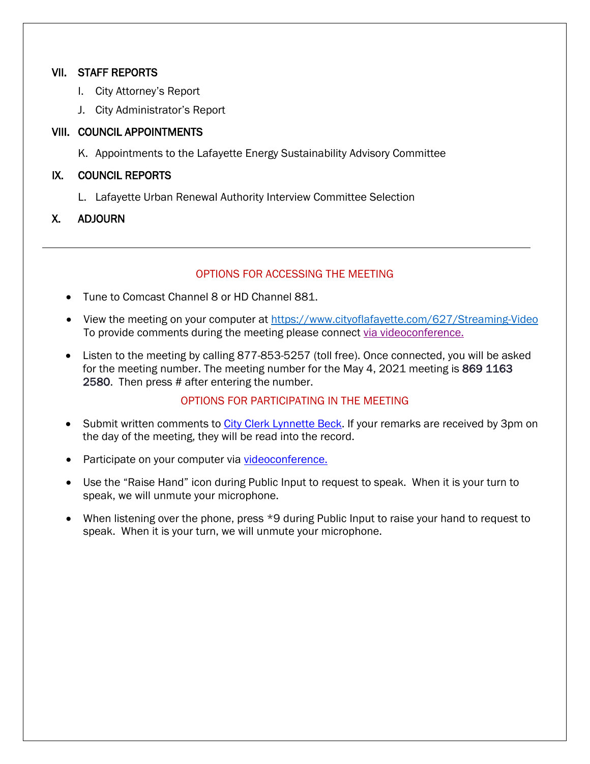## VII. STAFF REPORTS

I. City Attorney's Report

J. City Administrator's Report

## VIII. COUNCIL APPOINTMENTS

K. Appointments to the Lafayette Energy Sustainability Advisory Committee

## IX. COUNCIL REPORTS

L. Lafayette Urban Renewal Authority Interview Committee Selection

## X. ADJOURN

---

### OPTIONS FOR ACCESSING THE MEETING

- Tune to Comcast Channel 8 or HD Channel 881.
- View the meeting on your computer at [https://www.cityoflafayette.com/627/Streaming-Video](https://www.cityoflafayette.com/627/Streaming-Video) To provide comments during the meeting please connect via videoconference.
- Listen to the meeting by calling 877-853-5257 (toll free). Once connected, you will be asked for the meeting number. The meeting number for the May 4, 2021 meeting is **869 1163 2580**. Then press # after entering the number.

### OPTIONS FOR PARTICIPATING IN THE MEETING

- Submit written comments to City Clerk Lynnette Beck. If your remarks are received by 3pm on the day of the meeting, they will be read into the record.
- Participate on your computer via videoconference.
- Use the "Raise Hand" icon during Public Input to request to speak. When it is your turn to speak, we will unmute your microphone.
- When listening over the phone, press *9 during Public Input to raise your hand to request to speak. When it is your turn, we will unmute your microphone.